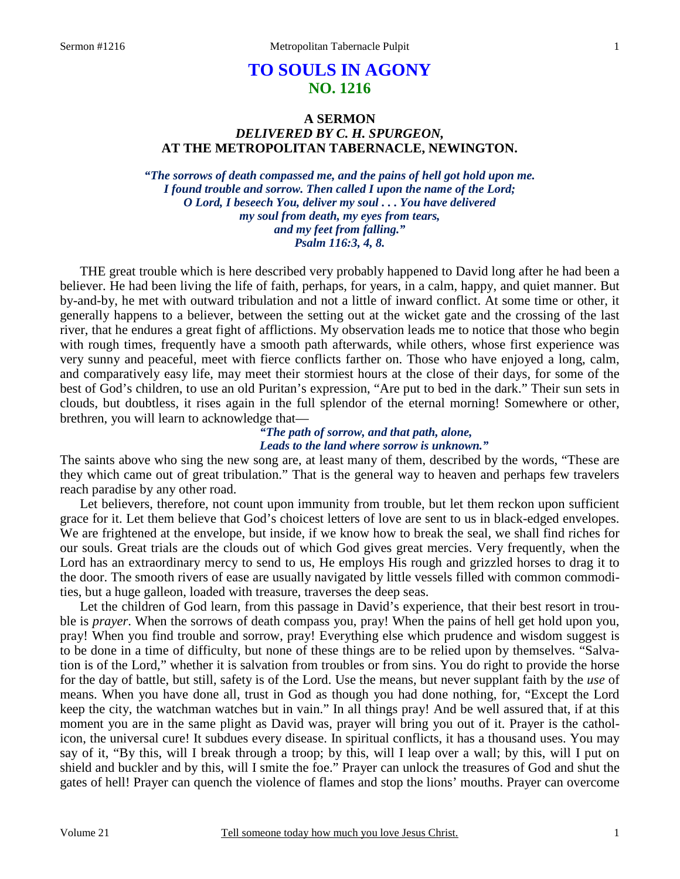# TO SOULS IN AGONY
## NO. 1216

### A SERMON
### *DELIVERED BY C. H. SPURGEON,*
### AT THE METROPOLITAN TABERNACLE, NEWINGTON.

***"The sorrows of death compassed me, and the pains of hell got hold upon me. I found trouble and sorrow. Then called I upon the name of the Lord; O Lord, I beseech You, deliver my soul . . . You have delivered my soul from death, my eyes from tears, and my feet from falling." Psalm 116:3, 4, 8.***

THE great trouble which is here described very probably happened to David long after he had been a believer. He had been living the life of faith, perhaps, for years, in a calm, happy, and quiet manner. But by-and-by, he met with outward tribulation and not a little of inward conflict. At some time or other, it generally happens to a believer, between the setting out at the wicket gate and the crossing of the last river, that he endures a great fight of afflictions. My observation leads me to notice that those who begin with rough times, frequently have a smooth path afterwards, while others, whose first experience was very sunny and peaceful, meet with fierce conflicts farther on. Those who have enjoyed a long, calm, and comparatively easy life, may meet their stormiest hours at the close of their days, for some of the best of God's children, to use an old Puritan's expression, "Are put to bed in the dark." Their sun sets in clouds, but doubtless, it rises again in the full splendor of the eternal morning! Somewhere or other, brethren, you will learn to acknowledge that—

> ***"The path of sorrow, and that path, alone,***
> ***Leads to the land where sorrow is unknown."***

The saints above who sing the new song are, at least many of them, described by the words, "These are they which came out of great tribulation." That is the general way to heaven and perhaps few travelers reach paradise by any other road.

Let believers, therefore, not count upon immunity from trouble, but let them reckon upon sufficient grace for it. Let them believe that God's choicest letters of love are sent to us in black-edged envelopes. We are frightened at the envelope, but inside, if we know how to break the seal, we shall find riches for our souls. Great trials are the clouds out of which God gives great mercies. Very frequently, when the Lord has an extraordinary mercy to send to us, He employs His rough and grizzled horses to drag it to the door. The smooth rivers of ease are usually navigated by little vessels filled with common commodities, but a huge galleon, loaded with treasure, traverses the deep seas.

Let the children of God learn, from this passage in David's experience, that their best resort in trouble is *prayer*. When the sorrows of death compass you, pray! When the pains of hell get hold upon you, pray! When you find trouble and sorrow, pray! Everything else which prudence and wisdom suggest is to be done in a time of difficulty, but none of these things are to be relied upon by themselves. "Salvation is of the Lord," whether it is salvation from troubles or from sins. You do right to provide the horse for the day of battle, but still, safety is of the Lord. Use the means, but never supplant faith by the *use* of means. When you have done all, trust in God as though you had done nothing, for, "Except the Lord keep the city, the watchman watches but in vain." In all things pray! And be well assured that, if at this moment you are in the same plight as David was, prayer will bring you out of it. Prayer is the catholicon, the universal cure! It subdues every disease. In spiritual conflicts, it has a thousand uses. You may say of it, "By this, will I break through a troop; by this, will I leap over a wall; by this, will I put on shield and buckler and by this, will I smite the foe." Prayer can unlock the treasures of God and shut the gates of hell! Prayer can quench the violence of flames and stop the lions' mouths. Prayer can overcome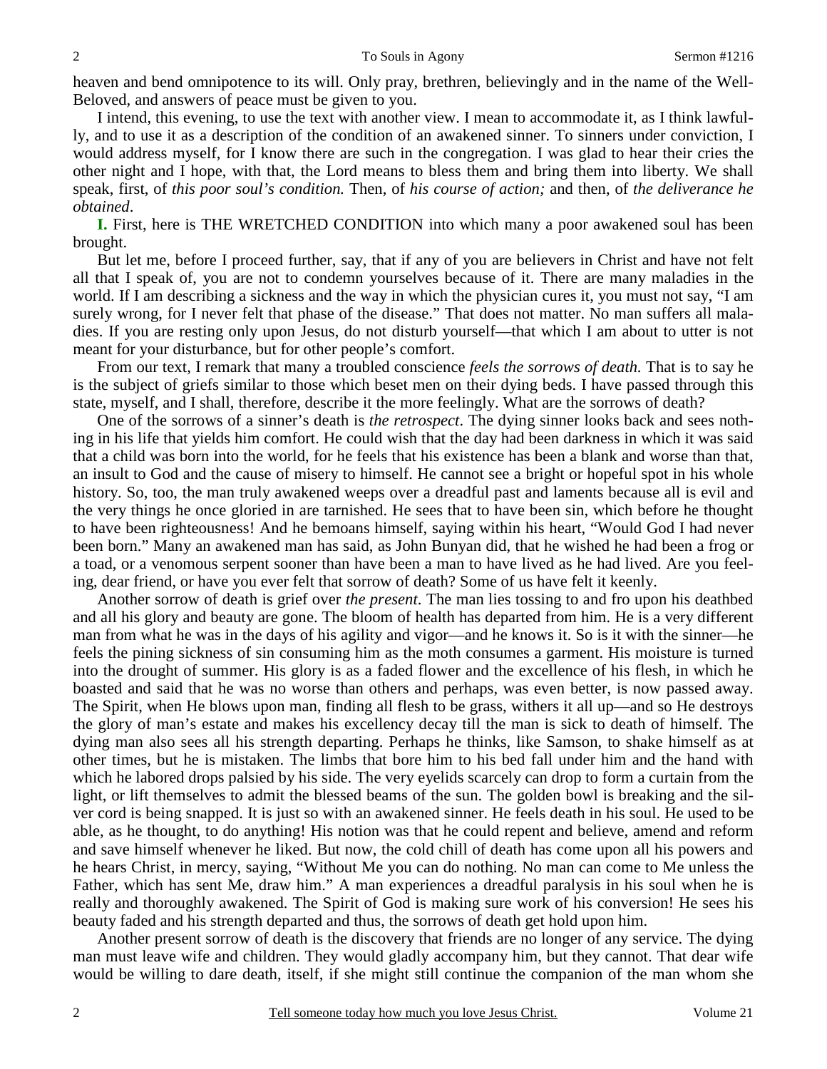heaven and bend omnipotence to its will. Only pray, brethren, believingly and in the name of the Well-Beloved, and answers of peace must be given to you.

I intend, this evening, to use the text with another view. I mean to accommodate it, as I think lawfully, and to use it as a description of the condition of an awakened sinner. To sinners under conviction, I would address myself, for I know there are such in the congregation. I was glad to hear their cries the other night and I hope, with that, the Lord means to bless them and bring them into liberty. We shall speak, first, of *this poor soul's condition.* Then, of *his course of action;* and then, of *the deliverance he obtained*.

**I.** First, here is THE WRETCHED CONDITION into which many a poor awakened soul has been brought.

But let me, before I proceed further, say, that if any of you are believers in Christ and have not felt all that I speak of, you are not to condemn yourselves because of it. There are many maladies in the world. If I am describing a sickness and the way in which the physician cures it, you must not say, "I am surely wrong, for I never felt that phase of the disease." That does not matter. No man suffers all maladies. If you are resting only upon Jesus, do not disturb yourself—that which I am about to utter is not meant for your disturbance, but for other people's comfort.

From our text, I remark that many a troubled conscience *feels the sorrows of death.* That is to say he is the subject of griefs similar to those which beset men on their dying beds. I have passed through this state, myself, and I shall, therefore, describe it the more feelingly. What are the sorrows of death?

One of the sorrows of a sinner's death is *the retrospect*. The dying sinner looks back and sees nothing in his life that yields him comfort. He could wish that the day had been darkness in which it was said that a child was born into the world, for he feels that his existence has been a blank and worse than that, an insult to God and the cause of misery to himself. He cannot see a bright or hopeful spot in his whole history. So, too, the man truly awakened weeps over a dreadful past and laments because all is evil and the very things he once gloried in are tarnished. He sees that to have been sin, which before he thought to have been righteousness! And he bemoans himself, saying within his heart, "Would God I had never been born." Many an awakened man has said, as John Bunyan did, that he wished he had been a frog or a toad, or a venomous serpent sooner than have been a man to have lived as he had lived. Are you feeling, dear friend, or have you ever felt that sorrow of death? Some of us have felt it keenly.

Another sorrow of death is grief over *the present*. The man lies tossing to and fro upon his deathbed and all his glory and beauty are gone. The bloom of health has departed from him. He is a very different man from what he was in the days of his agility and vigor—and he knows it. So is it with the sinner—he feels the pining sickness of sin consuming him as the moth consumes a garment. His moisture is turned into the drought of summer. His glory is as a faded flower and the excellence of his flesh, in which he boasted and said that he was no worse than others and perhaps, was even better, is now passed away. The Spirit, when He blows upon man, finding all flesh to be grass, withers it all up—and so He destroys the glory of man's estate and makes his excellency decay till the man is sick to death of himself. The dying man also sees all his strength departing. Perhaps he thinks, like Samson, to shake himself as at other times, but he is mistaken. The limbs that bore him to his bed fall under him and the hand with which he labored drops palsied by his side. The very eyelids scarcely can drop to form a curtain from the light, or lift themselves to admit the blessed beams of the sun. The golden bowl is breaking and the silver cord is being snapped. It is just so with an awakened sinner. He feels death in his soul. He used to be able, as he thought, to do anything! His notion was that he could repent and believe, amend and reform and save himself whenever he liked. But now, the cold chill of death has come upon all his powers and he hears Christ, in mercy, saying, "Without Me you can do nothing. No man can come to Me unless the Father, which has sent Me, draw him." A man experiences a dreadful paralysis in his soul when he is really and thoroughly awakened. The Spirit of God is making sure work of his conversion! He sees his beauty faded and his strength departed and thus, the sorrows of death get hold upon him.

Another present sorrow of death is the discovery that friends are no longer of any service. The dying man must leave wife and children. They would gladly accompany him, but they cannot. That dear wife would be willing to dare death, itself, if she might still continue the companion of the man whom she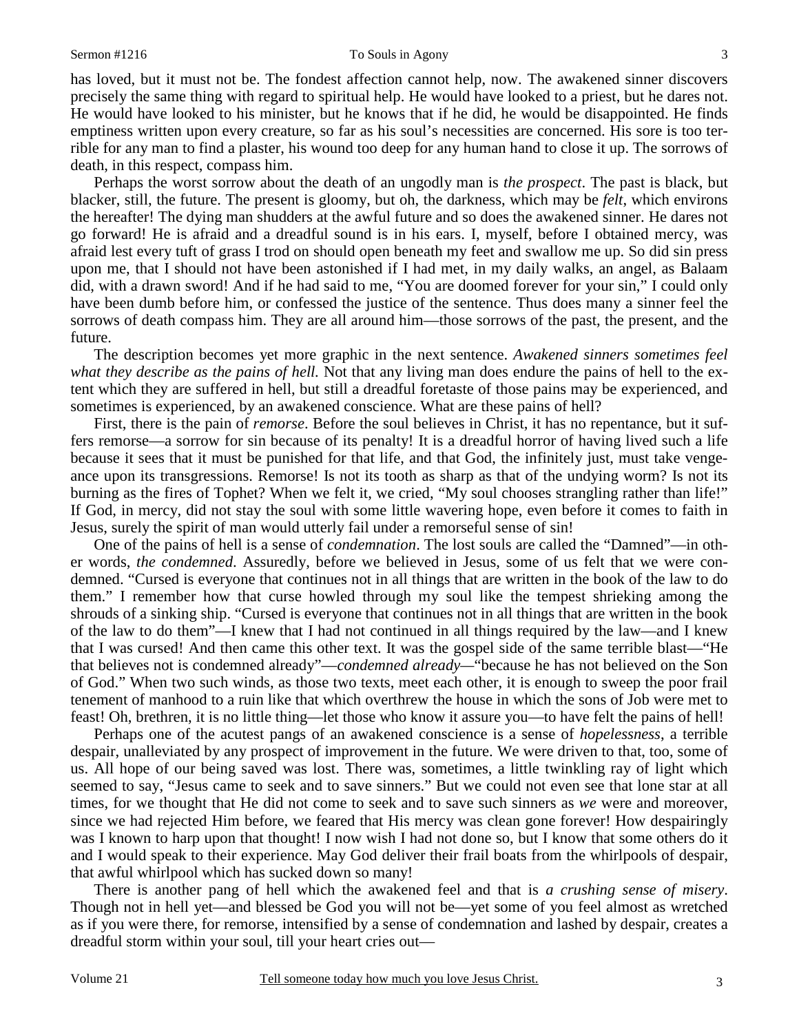has loved, but it must not be. The fondest affection cannot help, now. The awakened sinner discovers precisely the same thing with regard to spiritual help. He would have looked to a priest, but he dares not. He would have looked to his minister, but he knows that if he did, he would be disappointed. He finds emptiness written upon every creature, so far as his soul's necessities are concerned. His sore is too terrible for any man to find a plaster, his wound too deep for any human hand to close it up. The sorrows of death, in this respect, compass him.

Perhaps the worst sorrow about the death of an ungodly man is *the prospect*. The past is black, but blacker, still, the future. The present is gloomy, but oh, the darkness, which may be *felt*, which environs the hereafter! The dying man shudders at the awful future and so does the awakened sinner. He dares not go forward! He is afraid and a dreadful sound is in his ears. I, myself, before I obtained mercy, was afraid lest every tuft of grass I trod on should open beneath my feet and swallow me up. So did sin press upon me, that I should not have been astonished if I had met, in my daily walks, an angel, as Balaam did, with a drawn sword! And if he had said to me, "You are doomed forever for your sin," I could only have been dumb before him, or confessed the justice of the sentence. Thus does many a sinner feel the sorrows of death compass him. They are all around him—those sorrows of the past, the present, and the future.

The description becomes yet more graphic in the next sentence. *Awakened sinners sometimes feel what they describe as the pains of hell.* Not that any living man does endure the pains of hell to the extent which they are suffered in hell, but still a dreadful foretaste of those pains may be experienced, and sometimes is experienced, by an awakened conscience. What are these pains of hell?

First, there is the pain of *remorse*. Before the soul believes in Christ, it has no repentance, but it suffers remorse—a sorrow for sin because of its penalty! It is a dreadful horror of having lived such a life because it sees that it must be punished for that life, and that God, the infinitely just, must take vengeance upon its transgressions. Remorse! Is not its tooth as sharp as that of the undying worm? Is not its burning as the fires of Tophet? When we felt it, we cried, "My soul chooses strangling rather than life!" If God, in mercy, did not stay the soul with some little wavering hope, even before it comes to faith in Jesus, surely the spirit of man would utterly fail under a remorseful sense of sin!

One of the pains of hell is a sense of *condemnation*. The lost souls are called the "Damned"—in other words, *the condemned*. Assuredly, before we believed in Jesus, some of us felt that we were condemned. "Cursed is everyone that continues not in all things that are written in the book of the law to do them." I remember how that curse howled through my soul like the tempest shrieking among the shrouds of a sinking ship. "Cursed is everyone that continues not in all things that are written in the book of the law to do them"—I knew that I had not continued in all things required by the law—and I knew that I was cursed! And then came this other text. It was the gospel side of the same terrible blast—"He that believes not is condemned already"—*condemned already*—"because he has not believed on the Son of God." When two such winds, as those two texts, meet each other, it is enough to sweep the poor frail tenement of manhood to a ruin like that which overthrew the house in which the sons of Job were met to feast! Oh, brethren, it is no little thing—let those who know it assure you—to have felt the pains of hell!

Perhaps one of the acutest pangs of an awakened conscience is a sense of *hopelessness*, a terrible despair, unalleviated by any prospect of improvement in the future. We were driven to that, too, some of us. All hope of our being saved was lost. There was, sometimes, a little twinkling ray of light which seemed to say, "Jesus came to seek and to save sinners." But we could not even see that lone star at all times, for we thought that He did not come to seek and to save such sinners as *we* were and moreover, since we had rejected Him before, we feared that His mercy was clean gone forever! How despairingly was I known to harp upon that thought! I now wish I had not done so, but I know that some others do it and I would speak to their experience. May God deliver their frail boats from the whirlpools of despair, that awful whirlpool which has sucked down so many!

There is another pang of hell which the awakened feel and that is *a crushing sense of misery*. Though not in hell yet—and blessed be God you will not be—yet some of you feel almost as wretched as if you were there, for remorse, intensified by a sense of condemnation and lashed by despair, creates a dreadful storm within your soul, till your heart cries out—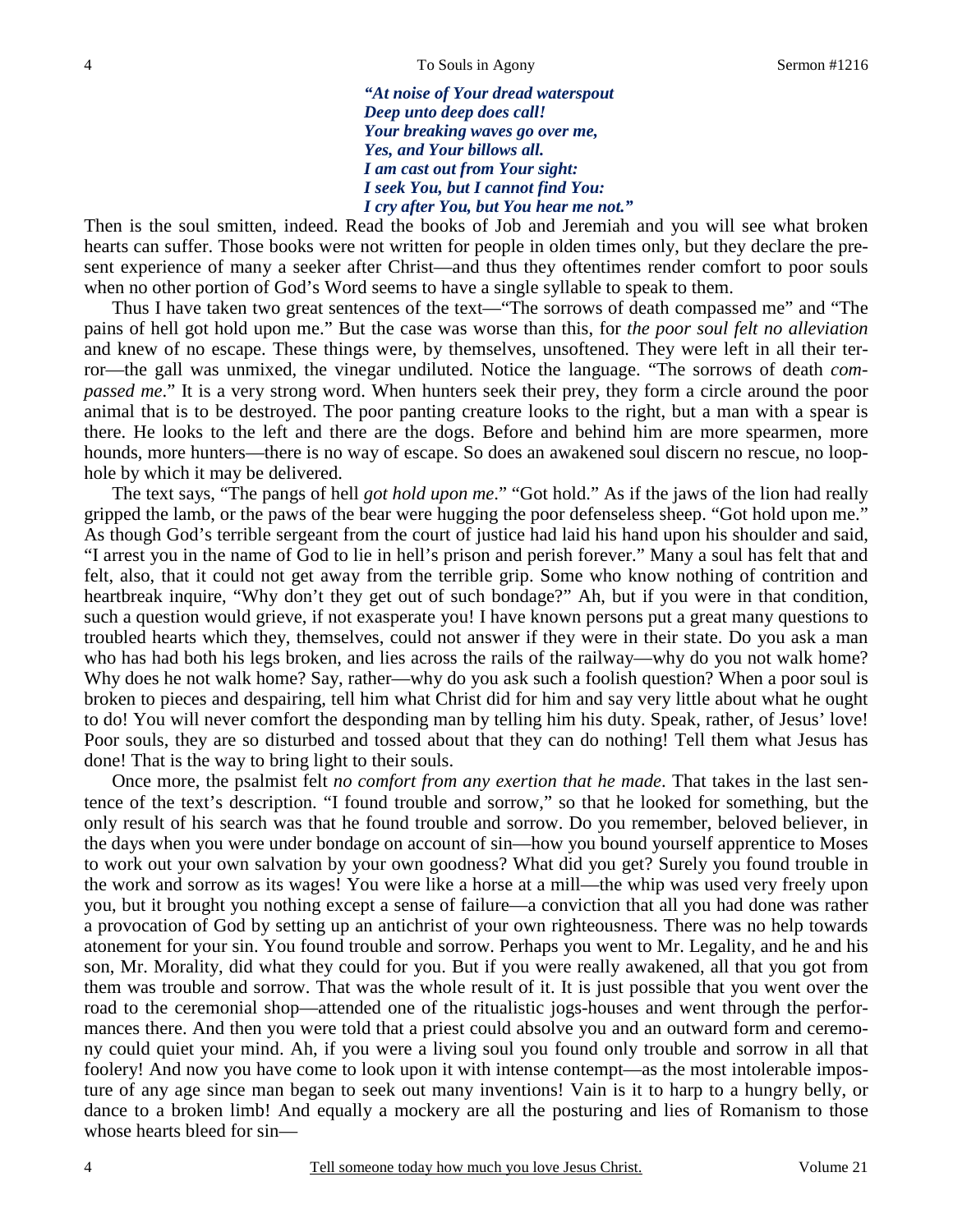*"At noise of Your dread waterspout*
*Deep unto deep does call!*
*Your breaking waves go over me,*
*Yes, and Your billows all.*
*I am cast out from Your sight:*
*I seek You, but I cannot find You:*
*I cry after You, but You hear me not."*

Then is the soul smitten, indeed. Read the books of Job and Jeremiah and you will see what broken hearts can suffer. Those books were not written for people in olden times only, but they declare the present experience of many a seeker after Christ—and thus they oftentimes render comfort to poor souls when no other portion of God's Word seems to have a single syllable to speak to them.

Thus I have taken two great sentences of the text—"The sorrows of death compassed me" and "The pains of hell got hold upon me." But the case was worse than this, for *the poor soul felt no alleviation* and knew of no escape. These things were, by themselves, unsoftened. They were left in all their terror—the gall was unmixed, the vinegar undiluted. Notice the language. "The sorrows of death *compassed me*." It is a very strong word. When hunters seek their prey, they form a circle around the poor animal that is to be destroyed. The poor panting creature looks to the right, but a man with a spear is there. He looks to the left and there are the dogs. Before and behind him are more spearmen, more hounds, more hunters—there is no way of escape. So does an awakened soul discern no rescue, no loophole by which it may be delivered.

The text says, "The pangs of hell *got hold upon me*." "Got hold." As if the jaws of the lion had really gripped the lamb, or the paws of the bear were hugging the poor defenseless sheep. "Got hold upon me." As though God's terrible sergeant from the court of justice had laid his hand upon his shoulder and said, "I arrest you in the name of God to lie in hell's prison and perish forever." Many a soul has felt that and felt, also, that it could not get away from the terrible grip. Some who know nothing of contrition and heartbreak inquire, "Why don't they get out of such bondage?" Ah, but if you were in that condition, such a question would grieve, if not exasperate you! I have known persons put a great many questions to troubled hearts which they, themselves, could not answer if they were in their state. Do you ask a man who has had both his legs broken, and lies across the rails of the railway—why do you not walk home? Why does he not walk home? Say, rather—why do you ask such a foolish question? When a poor soul is broken to pieces and despairing, tell him what Christ did for him and say very little about what he ought to do! You will never comfort the desponding man by telling him his duty. Speak, rather, of Jesus' love! Poor souls, they are so disturbed and tossed about that they can do nothing! Tell them what Jesus has done! That is the way to bring light to their souls.

Once more, the psalmist felt *no comfort from any exertion that he made*. That takes in the last sentence of the text's description. "I found trouble and sorrow," so that he looked for something, but the only result of his search was that he found trouble and sorrow. Do you remember, beloved believer, in the days when you were under bondage on account of sin—how you bound yourself apprentice to Moses to work out your own salvation by your own goodness? What did you get? Surely you found trouble in the work and sorrow as its wages! You were like a horse at a mill—the whip was used very freely upon you, but it brought you nothing except a sense of failure—a conviction that all you had done was rather a provocation of God by setting up an antichrist of your own righteousness. There was no help towards atonement for your sin. You found trouble and sorrow. Perhaps you went to Mr. Legality, and he and his son, Mr. Morality, did what they could for you. But if you were really awakened, all that you got from them was trouble and sorrow. That was the whole result of it. It is just possible that you went over the road to the ceremonial shop—attended one of the ritualistic jogs-houses and went through the performances there. And then you were told that a priest could absolve you and an outward form and ceremony could quiet your mind. Ah, if you were a living soul you found only trouble and sorrow in all that foolery! And now you have come to look upon it with intense contempt—as the most intolerable imposture of any age since man began to seek out many inventions! Vain is it to harp to a hungry belly, or dance to a broken limb! And equally a mockery are all the posturing and lies of Romanism to those whose hearts bleed for sin—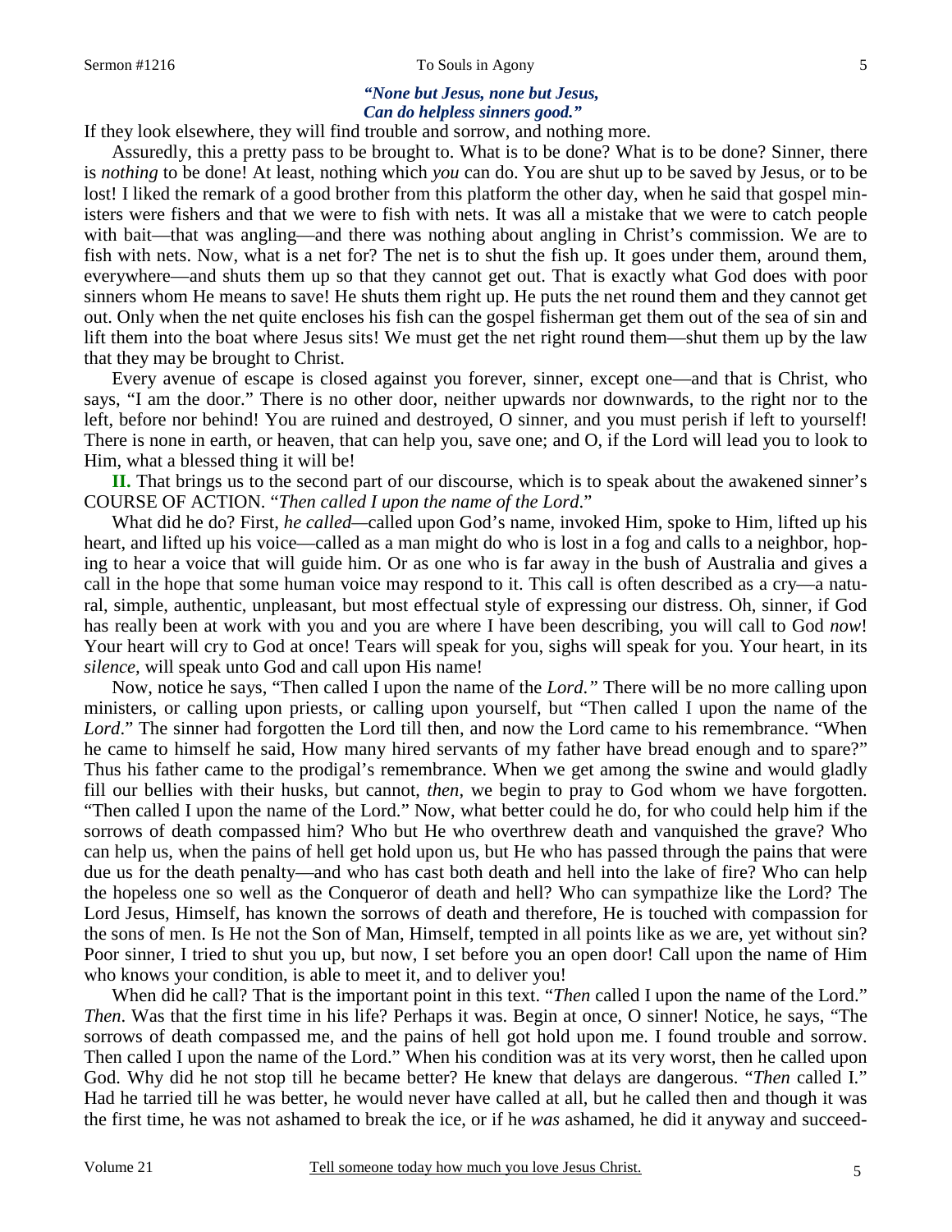*"None but Jesus, none but Jesus,*
*Can do helpless sinners good."*

If they look elsewhere, they will find trouble and sorrow, and nothing more.

Assuredly, this a pretty pass to be brought to. What is to be done? What is to be done? Sinner, there is *nothing* to be done! At least, nothing which *you* can do. You are shut up to be saved by Jesus, or to be lost! I liked the remark of a good brother from this platform the other day, when he said that gospel ministers were fishers and that we were to fish with nets. It was all a mistake that we were to catch people with bait—that was angling—and there was nothing about angling in Christ's commission. We are to fish with nets. Now, what is a net for? The net is to shut the fish up. It goes under them, around them, everywhere—and shuts them up so that they cannot get out. That is exactly what God does with poor sinners whom He means to save! He shuts them right up. He puts the net round them and they cannot get out. Only when the net quite encloses his fish can the gospel fisherman get them out of the sea of sin and lift them into the boat where Jesus sits! We must get the net right round them—shut them up by the law that they may be brought to Christ.

Every avenue of escape is closed against you forever, sinner, except one—and that is Christ, who says, "I am the door." There is no other door, neither upwards nor downwards, to the right nor to the left, before nor behind! You are ruined and destroyed, O sinner, and you must perish if left to yourself! There is none in earth, or heaven, that can help you, save one; and O, if the Lord will lead you to look to Him, what a blessed thing it will be!

**II.** That brings us to the second part of our discourse, which is to speak about the awakened sinner's COURSE OF ACTION. "*Then called I upon the name of the Lord*."

What did he do? First, *he called*—called upon God's name, invoked Him, spoke to Him, lifted up his heart, and lifted up his voice—called as a man might do who is lost in a fog and calls to a neighbor, hoping to hear a voice that will guide him. Or as one who is far away in the bush of Australia and gives a call in the hope that some human voice may respond to it. This call is often described as a cry—a natural, simple, authentic, unpleasant, but most effectual style of expressing our distress. Oh, sinner, if God has really been at work with you and you are where I have been describing, you will call to God *now*! Your heart will cry to God at once! Tears will speak for you, sighs will speak for you. Your heart, in its *silence*, will speak unto God and call upon His name!

Now, notice he says, "Then called I upon the name of the *Lord*.*"* There will be no more calling upon ministers, or calling upon priests, or calling upon yourself, but "Then called I upon the name of the *Lord*." The sinner had forgotten the Lord till then, and now the Lord came to his remembrance. "When he came to himself he said, How many hired servants of my father have bread enough and to spare?" Thus his father came to the prodigal's remembrance. When we get among the swine and would gladly fill our bellies with their husks, but cannot, *then*, we begin to pray to God whom we have forgotten. "Then called I upon the name of the Lord." Now, what better could he do, for who could help him if the sorrows of death compassed him? Who but He who overthrew death and vanquished the grave? Who can help us, when the pains of hell get hold upon us, but He who has passed through the pains that were due us for the death penalty—and who has cast both death and hell into the lake of fire? Who can help the hopeless one so well as the Conqueror of death and hell? Who can sympathize like the Lord? The Lord Jesus, Himself, has known the sorrows of death and therefore, He is touched with compassion for the sons of men. Is He not the Son of Man, Himself, tempted in all points like as we are, yet without sin? Poor sinner, I tried to shut you up, but now, I set before you an open door! Call upon the name of Him who knows your condition, is able to meet it, and to deliver you!

When did he call? That is the important point in this text. "*Then* called I upon the name of the Lord." *Then*. Was that the first time in his life? Perhaps it was. Begin at once, O sinner! Notice, he says, "The sorrows of death compassed me, and the pains of hell got hold upon me. I found trouble and sorrow. Then called I upon the name of the Lord." When his condition was at its very worst, then he called upon God. Why did he not stop till he became better? He knew that delays are dangerous. "*Then* called I." Had he tarried till he was better, he would never have called at all, but he called then and though it was the first time, he was not ashamed to break the ice, or if he *was* ashamed, he did it anyway and succeed-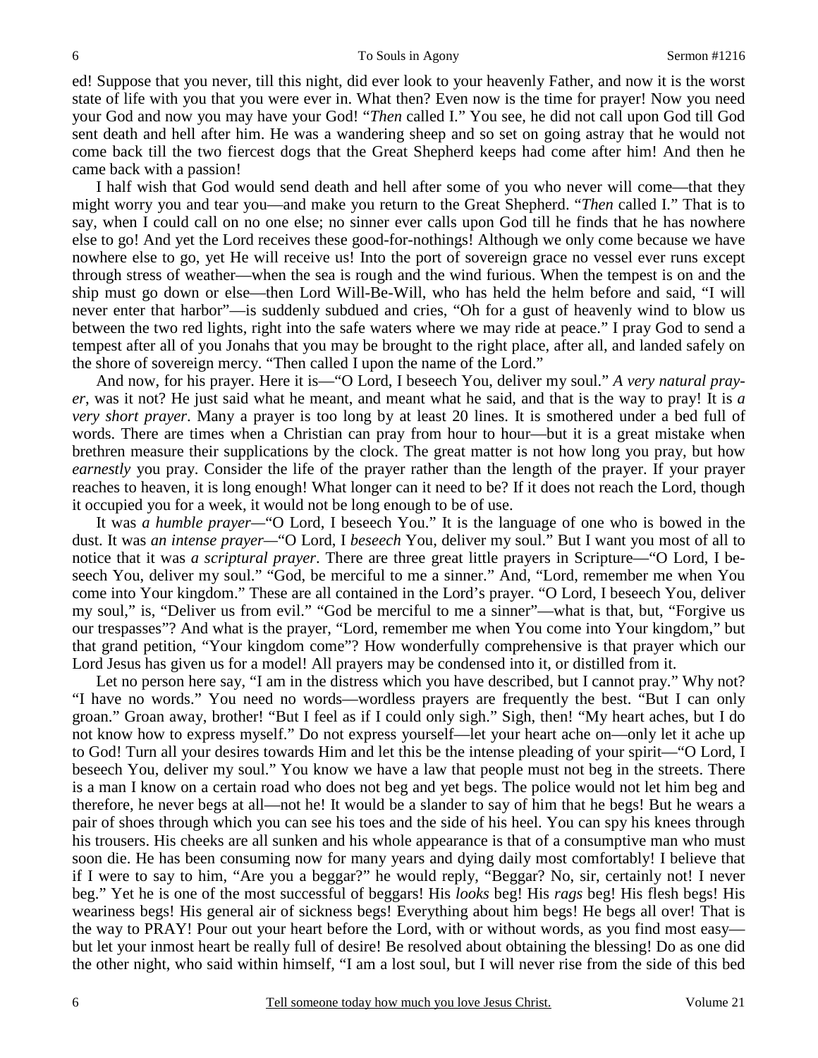ed! Suppose that you never, till this night, did ever look to your heavenly Father, and now it is the worst state of life with you that you were ever in. What then? Even now is the time for prayer! Now you need your God and now you may have your God! "*Then* called I." You see, he did not call upon God till God sent death and hell after him. He was a wandering sheep and so set on going astray that he would not come back till the two fiercest dogs that the Great Shepherd keeps had come after him! And then he came back with a passion!

I half wish that God would send death and hell after some of you who never will come—that they might worry you and tear you—and make you return to the Great Shepherd. "*Then* called I." That is to say, when I could call on no one else; no sinner ever calls upon God till he finds that he has nowhere else to go! And yet the Lord receives these good-for-nothings! Although we only come because we have nowhere else to go, yet He will receive us! Into the port of sovereign grace no vessel ever runs except through stress of weather—when the sea is rough and the wind furious. When the tempest is on and the ship must go down or else—then Lord Will-Be-Will, who has held the helm before and said, "I will never enter that harbor"—is suddenly subdued and cries, "Oh for a gust of heavenly wind to blow us between the two red lights, right into the safe waters where we may ride at peace." I pray God to send a tempest after all of you Jonahs that you may be brought to the right place, after all, and landed safely on the shore of sovereign mercy. "Then called I upon the name of the Lord."

And now, for his prayer. Here it is—"O Lord, I beseech You, deliver my soul." *A very natural prayer*, was it not? He just said what he meant, and meant what he said, and that is the way to pray! It is *a very short prayer*. Many a prayer is too long by at least 20 lines. It is smothered under a bed full of words. There are times when a Christian can pray from hour to hour—but it is a great mistake when brethren measure their supplications by the clock. The great matter is not how long you pray, but how *earnestly* you pray. Consider the life of the prayer rather than the length of the prayer. If your prayer reaches to heaven, it is long enough! What longer can it need to be? If it does not reach the Lord, though it occupied you for a week, it would not be long enough to be of use.

It was *a humble prayer*—"O Lord, I beseech You." It is the language of one who is bowed in the dust. It was *an intense prayer*—"O Lord, I *beseech* You, deliver my soul." But I want you most of all to notice that it was *a scriptural prayer*. There are three great little prayers in Scripture—"O Lord, I beseech You, deliver my soul." "God, be merciful to me a sinner." And, "Lord, remember me when You come into Your kingdom." These are all contained in the Lord's prayer. "O Lord, I beseech You, deliver my soul," is, "Deliver us from evil." "God be merciful to me a sinner"—what is that, but, "Forgive us our trespasses"? And what is the prayer, "Lord, remember me when You come into Your kingdom," but that grand petition, "Your kingdom come"? How wonderfully comprehensive is that prayer which our Lord Jesus has given us for a model! All prayers may be condensed into it, or distilled from it.

Let no person here say, "I am in the distress which you have described, but I cannot pray." Why not? "I have no words." You need no words—wordless prayers are frequently the best. "But I can only groan." Groan away, brother! "But I feel as if I could only sigh." Sigh, then! "My heart aches, but I do not know how to express myself." Do not express yourself—let your heart ache on—only let it ache up to God! Turn all your desires towards Him and let this be the intense pleading of your spirit—"O Lord, I beseech You, deliver my soul." You know we have a law that people must not beg in the streets. There is a man I know on a certain road who does not beg and yet begs. The police would not let him beg and therefore, he never begs at all—not he! It would be a slander to say of him that he begs! But he wears a pair of shoes through which you can see his toes and the side of his heel. You can spy his knees through his trousers. His cheeks are all sunken and his whole appearance is that of a consumptive man who must soon die. He has been consuming now for many years and dying daily most comfortably! I believe that if I were to say to him, "Are you a beggar?" he would reply, "Beggar? No, sir, certainly not! I never beg." Yet he is one of the most successful of beggars! His *looks* beg! His *rags* beg! His flesh begs! His weariness begs! His general air of sickness begs! Everything about him begs! He begs all over! That is the way to PRAY! Pour out your heart before the Lord, with or without words, as you find most easy—but let your inmost heart be really full of desire! Be resolved about obtaining the blessing! Do as one did the other night, who said within himself, "I am a lost soul, but I will never rise from the side of this bed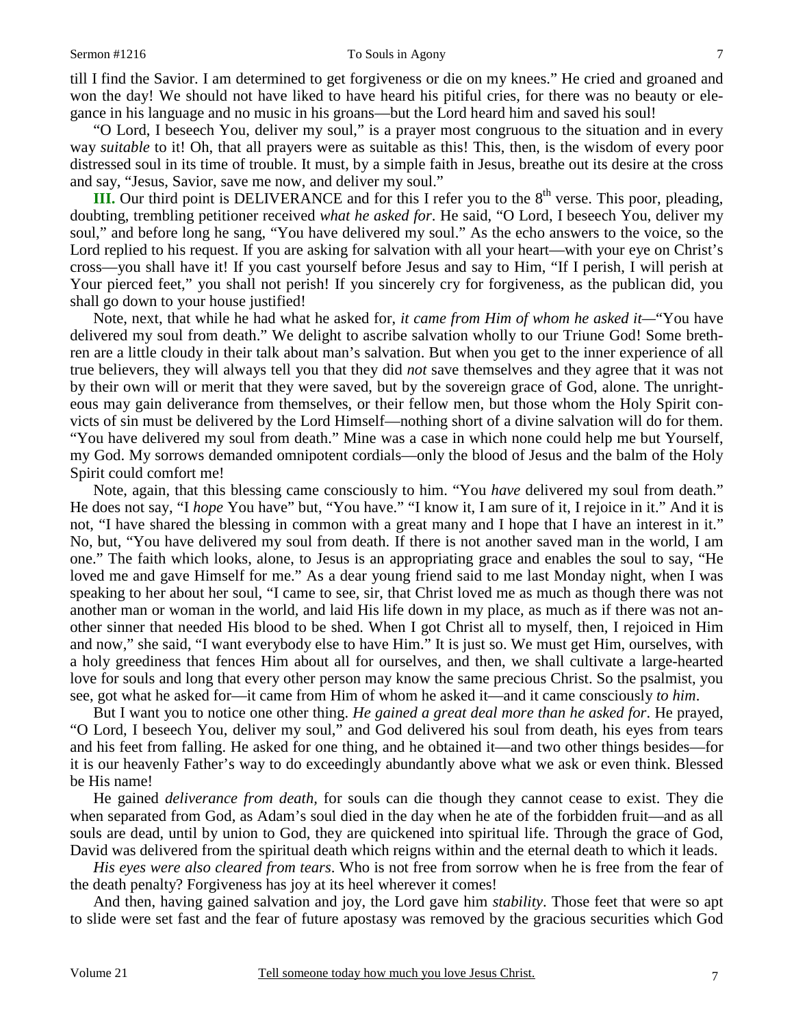till I find the Savior. I am determined to get forgiveness or die on my knees." He cried and groaned and won the day! We should not have liked to have heard his pitiful cries, for there was no beauty or elegance in his language and no music in his groans—but the Lord heard him and saved his soul!

"O Lord, I beseech You, deliver my soul," is a prayer most congruous to the situation and in every way *suitable* to it! Oh, that all prayers were as suitable as this! This, then, is the wisdom of every poor distressed soul in its time of trouble. It must, by a simple faith in Jesus, breathe out its desire at the cross and say, "Jesus, Savior, save me now, and deliver my soul."

**III.** Our third point is DELIVERANCE and for this I refer you to the 8th verse. This poor, pleading, doubting, trembling petitioner received *what he asked for*. He said, "O Lord, I beseech You, deliver my soul," and before long he sang, "You have delivered my soul." As the echo answers to the voice, so the Lord replied to his request. If you are asking for salvation with all your heart—with your eye on Christ's cross—you shall have it! If you cast yourself before Jesus and say to Him, "If I perish, I will perish at Your pierced feet," you shall not perish! If you sincerely cry for forgiveness, as the publican did, you shall go down to your house justified!

Note, next, that while he had what he asked for, *it came from Him of whom he asked it*—"You have delivered my soul from death." We delight to ascribe salvation wholly to our Triune God! Some brethren are a little cloudy in their talk about man's salvation. But when you get to the inner experience of all true believers, they will always tell you that they did *not* save themselves and they agree that it was not by their own will or merit that they were saved, but by the sovereign grace of God, alone. The unrighteous may gain deliverance from themselves, or their fellow men, but those whom the Holy Spirit convicts of sin must be delivered by the Lord Himself—nothing short of a divine salvation will do for them. "You have delivered my soul from death." Mine was a case in which none could help me but Yourself, my God. My sorrows demanded omnipotent cordials—only the blood of Jesus and the balm of the Holy Spirit could comfort me!

Note, again, that this blessing came consciously to him. "You *have* delivered my soul from death." He does not say, "I *hope* You have" but, "You have." "I know it, I am sure of it, I rejoice in it." And it is not, "I have shared the blessing in common with a great many and I hope that I have an interest in it." No, but, "You have delivered my soul from death. If there is not another saved man in the world, I am one." The faith which looks, alone, to Jesus is an appropriating grace and enables the soul to say, "He loved me and gave Himself for me." As a dear young friend said to me last Monday night, when I was speaking to her about her soul, "I came to see, sir, that Christ loved me as much as though there was not another man or woman in the world, and laid His life down in my place, as much as if there was not another sinner that needed His blood to be shed. When I got Christ all to myself, then, I rejoiced in Him and now," she said, "I want everybody else to have Him." It is just so. We must get Him, ourselves, with a holy greediness that fences Him about all for ourselves, and then, we shall cultivate a large-hearted love for souls and long that every other person may know the same precious Christ. So the psalmist, you see, got what he asked for—it came from Him of whom he asked it—and it came consciously *to him*.

But I want you to notice one other thing. *He gained a great deal more than he asked for*. He prayed, "O Lord, I beseech You, deliver my soul," and God delivered his soul from death, his eyes from tears and his feet from falling. He asked for one thing, and he obtained it—and two other things besides—for it is our heavenly Father's way to do exceedingly abundantly above what we ask or even think. Blessed be His name!

He gained *deliverance from death,* for souls can die though they cannot cease to exist. They die when separated from God, as Adam's soul died in the day when he ate of the forbidden fruit—and as all souls are dead, until by union to God, they are quickened into spiritual life. Through the grace of God, David was delivered from the spiritual death which reigns within and the eternal death to which it leads.

*His eyes were also cleared from tears*. Who is not free from sorrow when he is free from the fear of the death penalty? Forgiveness has joy at its heel wherever it comes!

And then, having gained salvation and joy, the Lord gave him *stability*. Those feet that were so apt to slide were set fast and the fear of future apostasy was removed by the gracious securities which God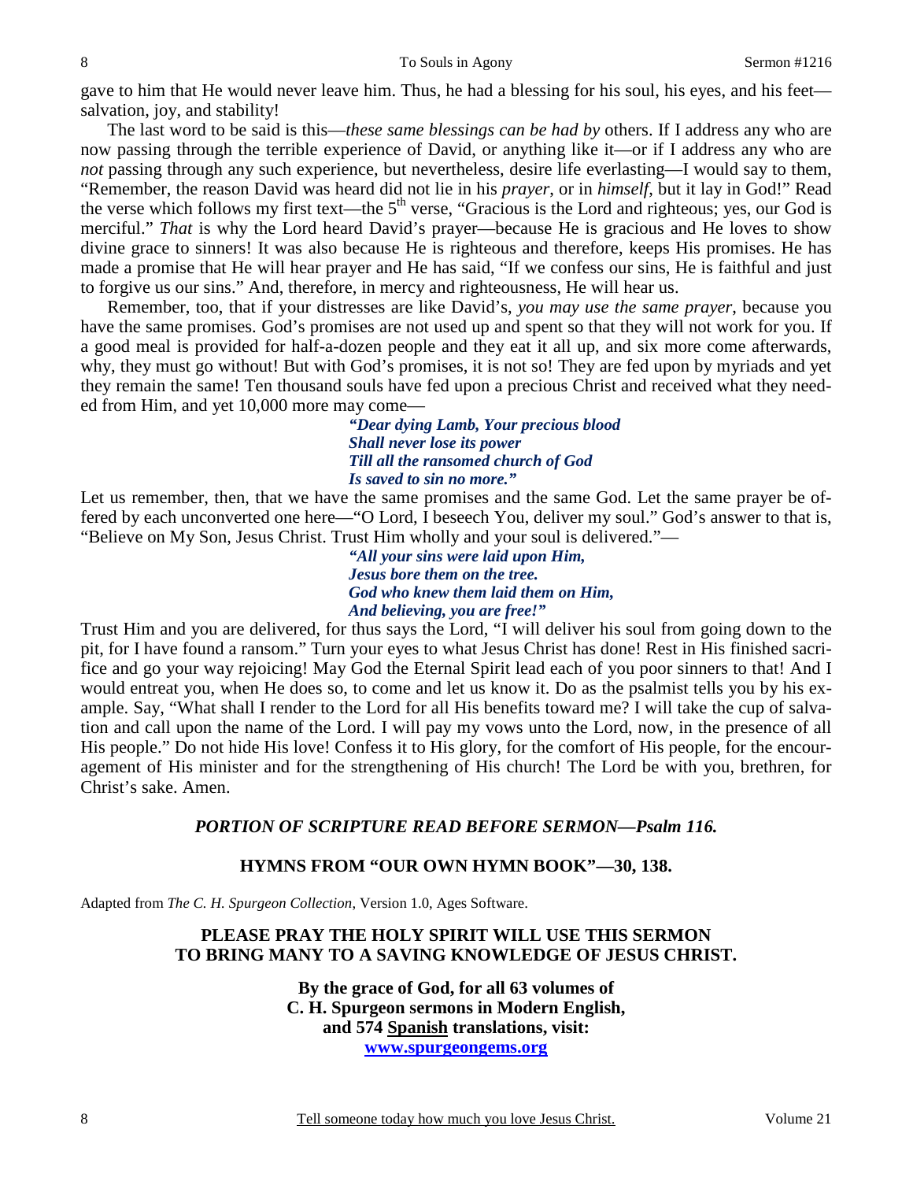gave to him that He would never leave him. Thus, he had a blessing for his soul, his eyes, and his feet—salvation, joy, and stability!

The last word to be said is this—*these same blessings can be had by* others. If I address any who are now passing through the terrible experience of David, or anything like it—or if I address any who are *not* passing through any such experience, but nevertheless, desire life everlasting—I would say to them, "Remember, the reason David was heard did not lie in his *prayer*, or in *himself*, but it lay in God!" Read the verse which follows my first text—the 5th verse, "Gracious is the Lord and righteous; yes, our God is merciful." *That* is why the Lord heard David's prayer—because He is gracious and He loves to show divine grace to sinners! It was also because He is righteous and therefore, keeps His promises. He has made a promise that He will hear prayer and He has said, "If we confess our sins, He is faithful and just to forgive us our sins." And, therefore, in mercy and righteousness, He will hear us.

Remember, too, that if your distresses are like David's, *you may use the same prayer*, because you have the same promises. God's promises are not used up and spent so that they will not work for you. If a good meal is provided for half-a-dozen people and they eat it all up, and six more come afterwards, why, they must go without! But with God's promises, it is not so! They are fed upon by myriads and yet they remain the same! Ten thousand souls have fed upon a precious Christ and received what they needed from Him, and yet 10,000 more may come—

> ***"Dear dying Lamb, Your precious blood***
> ***Shall never lose its power***
> ***Till all the ransomed church of God***
> ***Is saved to sin no more."***

Let us remember, then, that we have the same promises and the same God. Let the same prayer be offered by each unconverted one here—"O Lord, I beseech You, deliver my soul." God's answer to that is, "Believe on My Son, Jesus Christ. Trust Him wholly and your soul is delivered."—

> ***"All your sins were laid upon Him,***
> ***Jesus bore them on the tree.***
> ***God who knew them laid them on Him,***
> ***And believing, you are free!"***

Trust Him and you are delivered, for thus says the Lord, "I will deliver his soul from going down to the pit, for I have found a ransom." Turn your eyes to what Jesus Christ has done! Rest in His finished sacrifice and go your way rejoicing! May God the Eternal Spirit lead each of you poor sinners to that! And I would entreat you, when He does so, to come and let us know it. Do as the psalmist tells you by his example. Say, "What shall I render to the Lord for all His benefits toward me? I will take the cup of salvation and call upon the name of the Lord. I will pay my vows unto the Lord, now, in the presence of all His people." Do not hide His love! Confess it to His glory, for the comfort of His people, for the encouragement of His minister and for the strengthening of His church! The Lord be with you, brethren, for Christ's sake. Amen.

### *PORTION OF SCRIPTURE READ BEFORE SERMON—Psalm 116.*

### HYMNS FROM "OUR OWN HYMN BOOK"—30, 138.

Adapted from *The C. H. Spurgeon Collection*, Version 1.0, Ages Software.

**PLEASE PRAY THE HOLY SPIRIT WILL USE THIS SERMON TO BRING MANY TO A SAVING KNOWLEDGE OF JESUS CHRIST.**

**By the grace of God, for all 63 volumes of C. H. Spurgeon sermons in Modern English, and 574 Spanish translations, visit: www.spurgeongems.org**